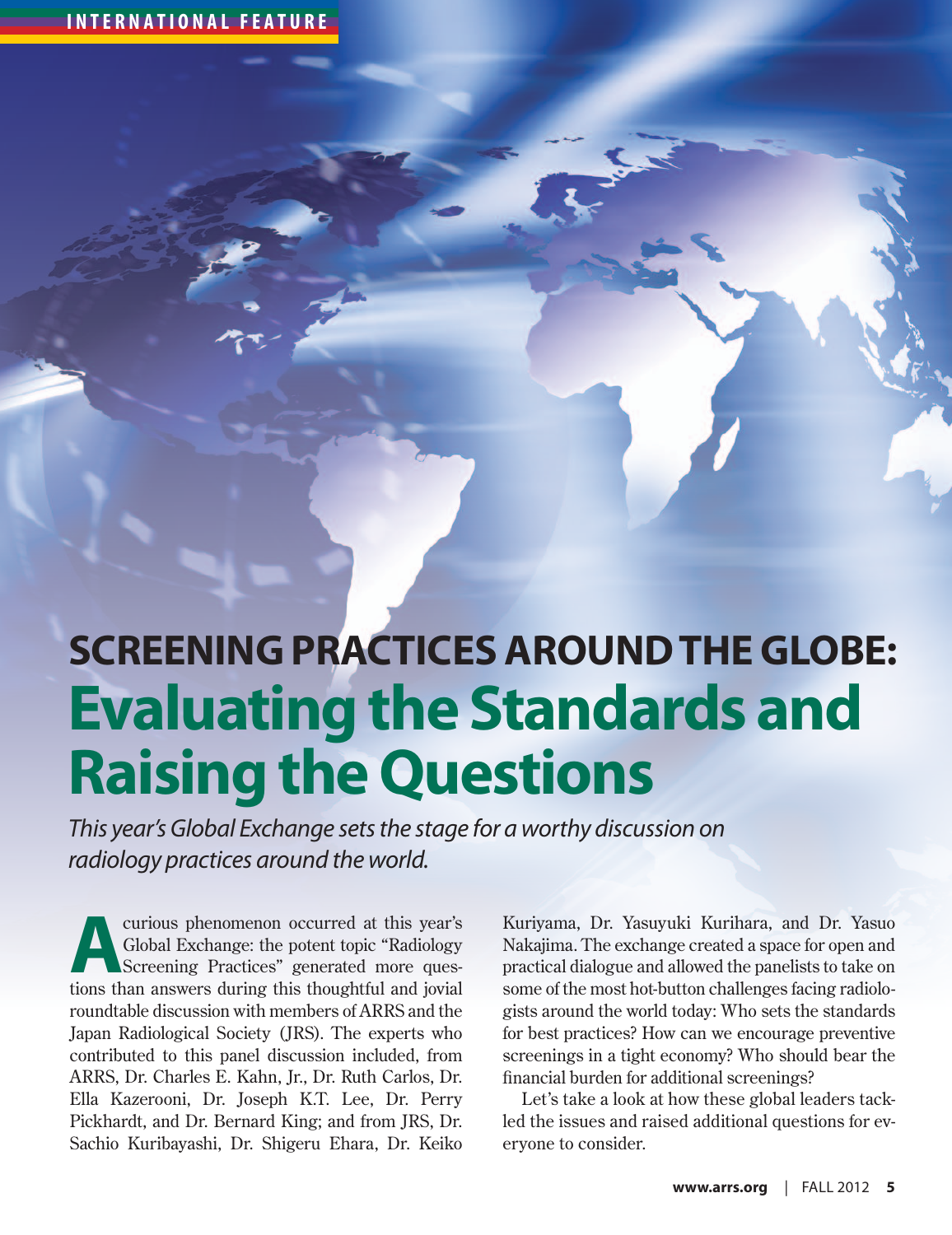INTERNATIONAL FEATURE

# SCREENING PRACTICES AROUND THE GLOBE: Evaluating the Standards and Raising the Questions

*This year's Global Exchange sets the stage for a worthy discussion on radiology practices around the world.*

A curious phenomenon occurred at this year's Global Exchange: the potent topic "Radiology Screening Practices" generated more questions than answers during this thoughtful and jovial roundtable discussion with members of ARRS and the Japan Radiological Society (JRS). The experts who contributed to this panel discussion included, from ARRS, Dr. Charles E. Kahn, Jr., Dr. Ruth Carlos, Dr. Ella Kazerooni, Dr. Joseph K.T. Lee, Dr. Perry Pickhardt, and Dr. Bernard King; and from JRS, Dr. Sachio Kuribayashi, Dr. Shigeru Ehara, Dr. Keiko Kuriyama, Dr. Yasuyuki Kurihara, and Dr. Yasuo Nakajima. The exchange created a space for open and practical dialogue and allowed the panelists to take on some of the most hot-button challenges facing radiologists around the world today: Who sets the standards for best practices? How can we encourage preventive screenings in a tight economy? Who should bear the financial burden for additional screenings?

Let's take a look at how these global leaders tackled the issues and raised additional questions for everyone to consider.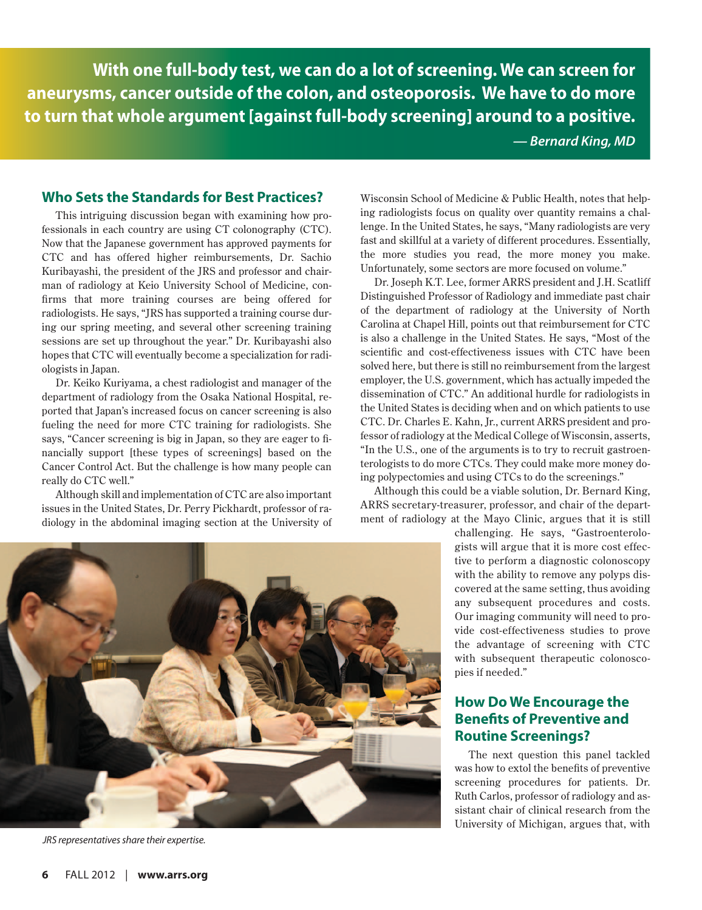**With one full-body test, we can do a lot of screening. We can screen for aneurysms, cancer outside of the colon, and osteoporosis. We have to do more to turn that whole argument [against full-body screening] around to a positive.**

***— Bernard King, MD***

## Who Sets the Standards for Best Practices?

This intriguing discussion began with examining how professionals in each country are using CT colonography (CTC). Now that the Japanese government has approved payments for CTC and has offered higher reimbursements, Dr. Sachio Kuribayashi, the president of the JRS and professor and chairman of radiology at Keio University School of Medicine, confirms that more training courses are being offered for radiologists. He says, "JRS has supported a training course during our spring meeting, and several other screening training sessions are set up throughout the year." Dr. Kuribayashi also hopes that CTC will eventually become a specialization for radiologists in Japan.

Dr. Keiko Kuriyama, a chest radiologist and manager of the department of radiology from the Osaka National Hospital, reported that Japan's increased focus on cancer screening is also fueling the need for more CTC training for radiologists. She says, "Cancer screening is big in Japan, so they are eager to financially support [these types of screenings] based on the Cancer Control Act. But the challenge is how many people can really do CTC well."

Although skill and implementation of CTC are also important issues in the United States, Dr. Perry Pickhardt, professor of radiology in the abdominal imaging section at the University of Wisconsin School of Medicine & Public Health, notes that helping radiologists focus on quality over quantity remains a challenge. In the United States, he says, "Many radiologists are very fast and skillful at a variety of different procedures. Essentially, the more studies you read, the more money you make. Unfortunately, some sectors are more focused on volume."

Dr. Joseph K.T. Lee, former ARRS president and J.H. Scatliff Distinguished Professor of Radiology and immediate past chair of the department of radiology at the University of North Carolina at Chapel Hill, points out that reimbursement for CTC is also a challenge in the United States. He says, "Most of the scientific and cost-effectiveness issues with CTC have been solved here, but there is still no reimbursement from the largest employer, the U.S. government, which has actually impeded the dissemination of CTC." An additional hurdle for radiologists in the United States is deciding when and on which patients to use CTC. Dr. Charles E. Kahn, Jr., current ARRS president and professor of radiology at the Medical College of Wisconsin, asserts, "In the U.S., one of the arguments is to try to recruit gastroenterologists to do more CTCs. They could make more money doing polypectomies and using CTCs to do the screenings."

Although this could be a viable solution, Dr. Bernard King, ARRS secretary-treasurer, professor, and chair of the department of radiology at the Mayo Clinic, argues that it is still challenging. He says, "Gastroenterologists will argue that it is more cost effective to perform a diagnostic colonoscopy with the ability to remove any polyps discovered at the same setting, thus avoiding any subsequent procedures and costs. Our imaging community will need to provide cost-effectiveness studies to prove the advantage of screening with CTC with subsequent therapeutic colonoscopies if needed."

*JRS representatives share their expertise.*

## How Do We Encourage the Benefits of Preventive and Routine Screenings?

The next question this panel tackled was how to extol the benefits of preventive screening procedures for patients. Dr. Ruth Carlos, professor of radiology and assistant chair of clinical research from the University of Michigan, argues that, with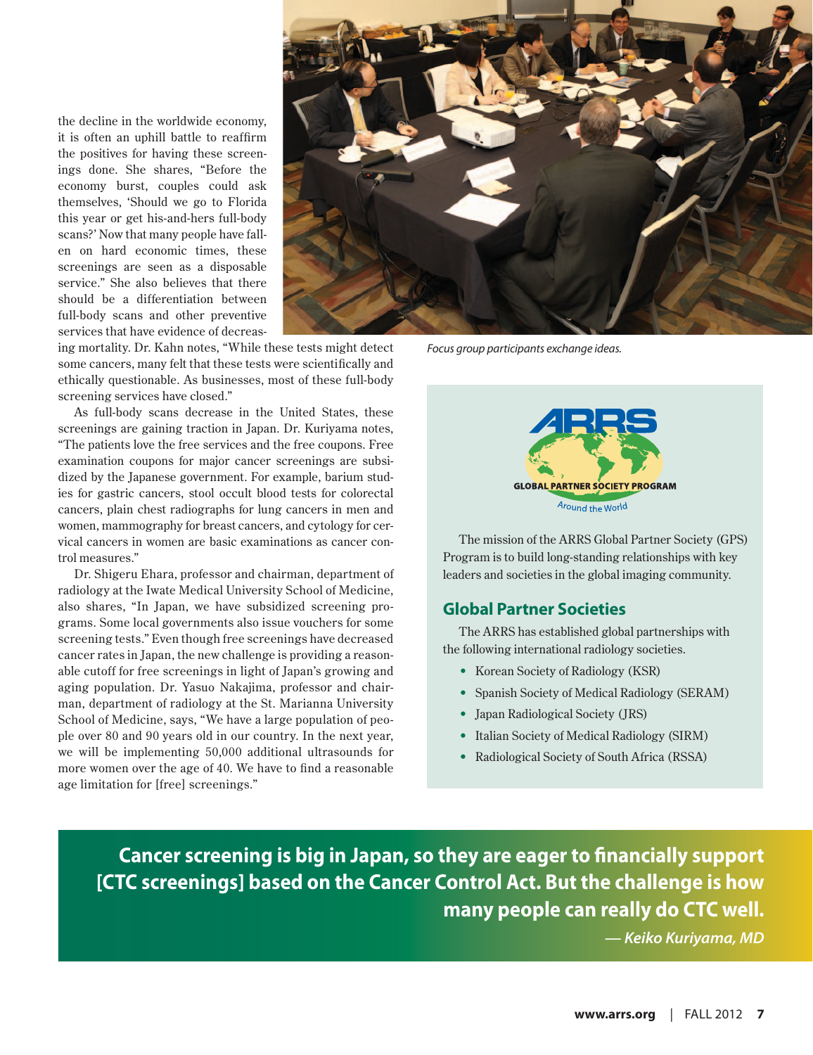the decline in the worldwide economy, it is often an uphill battle to reaffirm the positives for having these screenings done. She shares, "Before the economy burst, couples could ask themselves, 'Should we go to Florida this year or get his-and-hers full-body scans?' Now that many people have fallen on hard economic times, these screenings are seen as a disposable service." She also believes that there should be a differentiation between full-body scans and other preventive services that have evidence of decreasing mortality. Dr. Kahn notes, "While these tests might detect some cancers, many felt that these tests were scientifically and ethically questionable. As businesses, most of these full-body screening services have closed."

As full-body scans decrease in the United States, these screenings are gaining traction in Japan. Dr. Kuriyama notes, "The patients love the free services and the free coupons. Free examination coupons for major cancer screenings are subsidized by the Japanese government. For example, barium studies for gastric cancers, stool occult blood tests for colorectal cancers, plain chest radiographs for lung cancers in men and women, mammography for breast cancers, and cytology for cervical cancers in women are basic examinations as cancer control measures."

Dr. Shigeru Ehara, professor and chairman, department of radiology at the Iwate Medical University School of Medicine, also shares, "In Japan, we have subsidized screening programs. Some local governments also issue vouchers for some screening tests." Even though free screenings have decreased cancer rates in Japan, the new challenge is providing a reasonable cutoff for free screenings in light of Japan's growing and aging population. Dr. Yasuo Nakajima, professor and chairman, department of radiology at the St. Marianna University School of Medicine, says, "We have a large population of people over 80 and 90 years old in our country. In the next year, we will be implementing 50,000 additional ultrasounds for more women over the age of 40. We have to find a reasonable age limitation for [free] screenings."

*Focus group participants exchange ideas.*

ARRS GLOBAL PARTNER SOCIETY PROGRAM *Around the World*

The mission of the ARRS Global Partner Society (GPS) Program is to build long-standing relationships with key leaders and societies in the global imaging community.

## Global Partner Societies

The ARRS has established global partnerships with the following international radiology societies.

- Korean Society of Radiology (KSR)
- Spanish Society of Medical Radiology (SERAM)
- Japan Radiological Society (JRS)
- Italian Society of Medical Radiology (SIRM)
- Radiological Society of South Africa (RSSA)

**Cancer screening is big in Japan, so they are eager to financially support [CTC screenings] based on the Cancer Control Act. But the challenge is how many people can really do CTC well.**

***— Keiko Kuriyama, MD***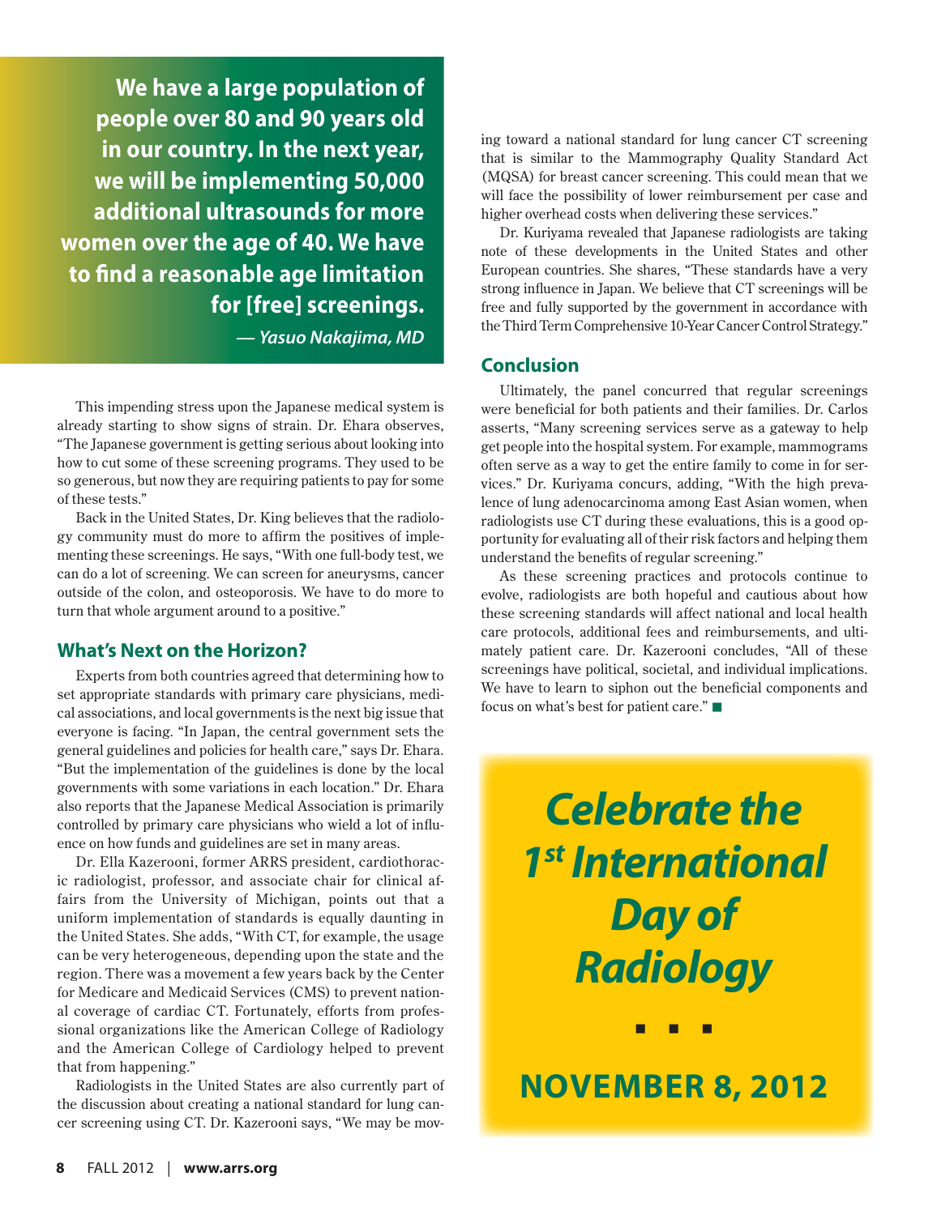> **We have a large population of people over 80 and 90 years old in our country. In the next year, we will be implementing 50,000 additional ultrasounds for more women over the age of 40. We have to find a reasonable age limitation for [free] screenings.**
>
> ***— Yasuo Nakajima, MD***

This impending stress upon the Japanese medical system is already starting to show signs of strain. Dr. Ehara observes, "The Japanese government is getting serious about looking into how to cut some of these screening programs. They used to be so generous, but now they are requiring patients to pay for some of these tests."

Back in the United States, Dr. King believes that the radiology community must do more to affirm the positives of implementing these screenings. He says, "With one full-body test, we can do a lot of screening. We can screen for aneurysms, cancer outside of the colon, and osteoporosis. We have to do more to turn that whole argument around to a positive."

## What's Next on the Horizon?

Experts from both countries agreed that determining how to set appropriate standards with primary care physicians, medical associations, and local governments is the next big issue that everyone is facing. "In Japan, the central government sets the general guidelines and policies for health care," says Dr. Ehara. "But the implementation of the guidelines is done by the local governments with some variations in each location." Dr. Ehara also reports that the Japanese Medical Association is primarily controlled by primary care physicians who wield a lot of influence on how funds and guidelines are set in many areas.

Dr. Ella Kazerooni, former ARRS president, cardiothoracic radiologist, professor, and associate chair for clinical affairs from the University of Michigan, points out that a uniform implementation of standards is equally daunting in the United States. She adds, "With CT, for example, the usage can be very heterogeneous, depending upon the state and the region. There was a movement a few years back by the Center for Medicare and Medicaid Services (CMS) to prevent national coverage of cardiac CT. Fortunately, efforts from professional organizations like the American College of Radiology and the American College of Cardiology helped to prevent that from happening."

Radiologists in the United States are also currently part of the discussion about creating a national standard for lung cancer screening using CT. Dr. Kazerooni says, "We may be moving toward a national standard for lung cancer CT screening that is similar to the Mammography Quality Standard Act (MQSA) for breast cancer screening. This could mean that we will face the possibility of lower reimbursement per case and higher overhead costs when delivering these services."

Dr. Kuriyama revealed that Japanese radiologists are taking note of these developments in the United States and other European countries. She shares, "These standards have a very strong influence in Japan. We believe that CT screenings will be free and fully supported by the government in accordance with the Third Term Comprehensive 10-Year Cancer Control Strategy."

## Conclusion

Ultimately, the panel concurred that regular screenings were beneficial for both patients and their families. Dr. Carlos asserts, "Many screening services serve as a gateway to help get people into the hospital system. For example, mammograms often serve as a way to get the entire family to come in for services." Dr. Kuriyama concurs, adding, "With the high prevalence of lung adenocarcinoma among East Asian women, when radiologists use CT during these evaluations, this is a good opportunity for evaluating all of their risk factors and helping them understand the benefits of regular screening."

As these screening practices and protocols continue to evolve, radiologists are both hopeful and cautious about how these screening standards will affect national and local health care protocols, additional fees and reimbursements, and ultimately patient care. Dr. Kazerooni concludes, "All of these screenings have political, societal, and individual implications. We have to learn to siphon out the beneficial components and focus on what's best for patient care." ■

***Celebrate the 1st International Day of Radiology***

■ ■ ■

**NOVEMBER 8, 2012**